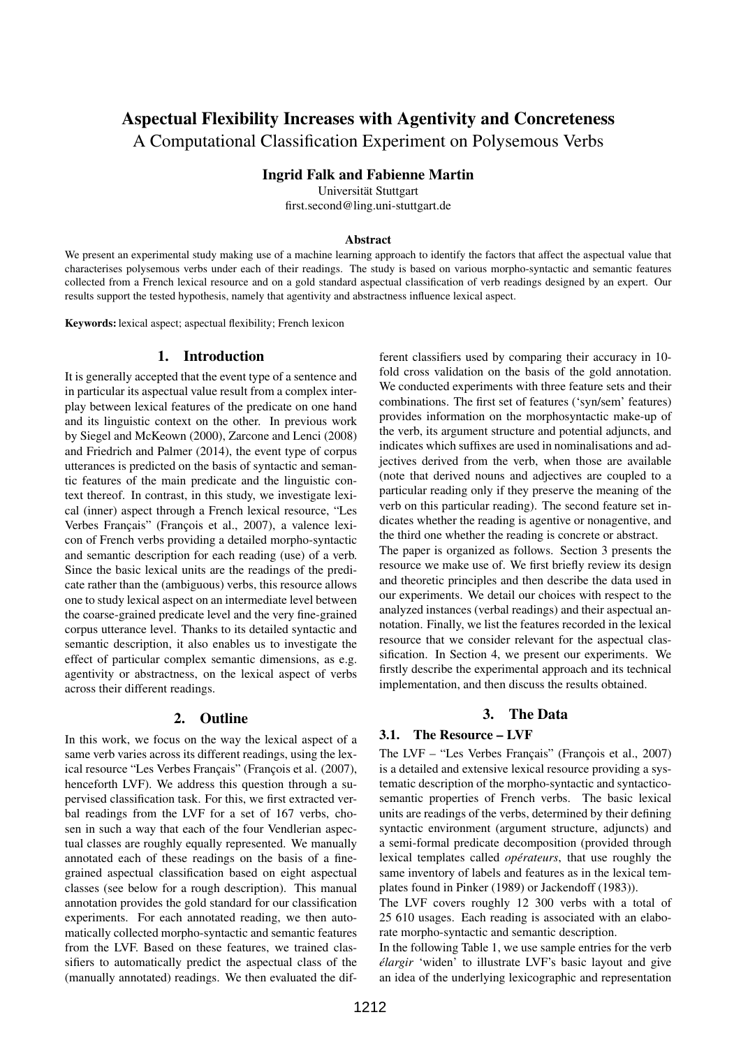# Aspectual Flexibility Increases with Agentivity and Concreteness

## A Computational Classification Experiment on Polysemous Verbs

**Ingrid Falk and Fabienne Martin**

Universität Stuttgart
first.second@ling.uni-stuttgart.de

### Abstract

We present an experimental study making use of a machine learning approach to identify the factors that affect the aspectual value that characterises polysemous verbs under each of their readings. The study is based on various morpho-syntactic and semantic features collected from a French lexical resource and on a gold standard aspectual classification of verb readings designed by an expert. Our results support the tested hypothesis, namely that agentivity and abstractness influence lexical aspect.

**Keywords:** lexical aspect; aspectual flexibility; French lexicon

## 1. Introduction

It is generally accepted that the event type of a sentence and in particular its aspectual value result from a complex interplay between lexical features of the predicate on one hand and its linguistic context on the other. In previous work by Siegel and McKeown (2000), Zarcone and Lenci (2008) and Friedrich and Palmer (2014), the event type of corpus utterances is predicted on the basis of syntactic and semantic features of the main predicate and the linguistic context thereof. In contrast, in this study, we investigate lexical (inner) aspect through a French lexical resource, "Les Verbes Français" (François et al., 2007), a valence lexicon of French verbs providing a detailed morpho-syntactic and semantic description for each reading (use) of a verb. Since the basic lexical units are the readings of the predicate rather than the (ambiguous) verbs, this resource allows one to study lexical aspect on an intermediate level between the coarse-grained predicate level and the very fine-grained corpus utterance level. Thanks to its detailed syntactic and semantic description, it also enables us to investigate the effect of particular complex semantic dimensions, as e.g. agentivity or abstractness, on the lexical aspect of verbs across their different readings.

## 2. Outline

In this work, we focus on the way the lexical aspect of a same verb varies across its different readings, using the lexical resource "Les Verbes Français" (François et al. (2007), henceforth LVF). We address this question through a supervised classification task. For this, we first extracted verbal readings from the LVF for a set of 167 verbs, chosen in such a way that each of the four Vendlerian aspectual classes are roughly equally represented. We manually annotated each of these readings on the basis of a fine-grained aspectual classification based on eight aspectual classes (see below for a rough description). This manual annotation provides the gold standard for our classification experiments. For each annotated reading, we then automatically collected morpho-syntactic and semantic features from the LVF. Based on these features, we trained classifiers to automatically predict the aspectual class of the (manually annotated) readings. We then evaluated the different classifiers used by comparing their accuracy in 10-fold cross validation on the basis of the gold annotation. We conducted experiments with three feature sets and their combinations. The first set of features ('syn/sem' features) provides information on the morphosyntactic make-up of the verb, its argument structure and potential adjuncts, and indicates which suffixes are used in nominalisations and adjectives derived from the verb, when those are available (note that derived nouns and adjectives are coupled to a particular reading only if they preserve the meaning of the verb on this particular reading). The second feature set indicates whether the reading is agentive or nonagentive, and the third one whether the reading is concrete or abstract.

The paper is organized as follows. Section 3 presents the resource we make use of. We first briefly review its design and theoretic principles and then describe the data used in our experiments. We detail our choices with respect to the analyzed instances (verbal readings) and their aspectual annotation. Finally, we list the features recorded in the lexical resource that we consider relevant for the aspectual classification. In Section 4, we present our experiments. We firstly describe the experimental approach and its technical implementation, and then discuss the results obtained.

## 3. The Data

### 3.1. The Resource – LVF

The LVF – "Les Verbes Français" (François et al., 2007) is a detailed and extensive lexical resource providing a systematic description of the morpho-syntactic and syntactico-semantic properties of French verbs. The basic lexical units are readings of the verbs, determined by their defining syntactic environment (argument structure, adjuncts) and a semi-formal predicate decomposition (provided through lexical templates called *opérateurs*, that use roughly the same inventory of labels and features as in the lexical templates found in Pinker (1989) or Jackendoff (1983)).

The LVF covers roughly 12 300 verbs with a total of 25 610 usages. Each reading is associated with an elaborate morpho-syntactic and semantic description.

In the following Table 1, we use sample entries for the verb *élargir* 'widen' to illustrate LVF's basic layout and give an idea of the underlying lexicographic and representation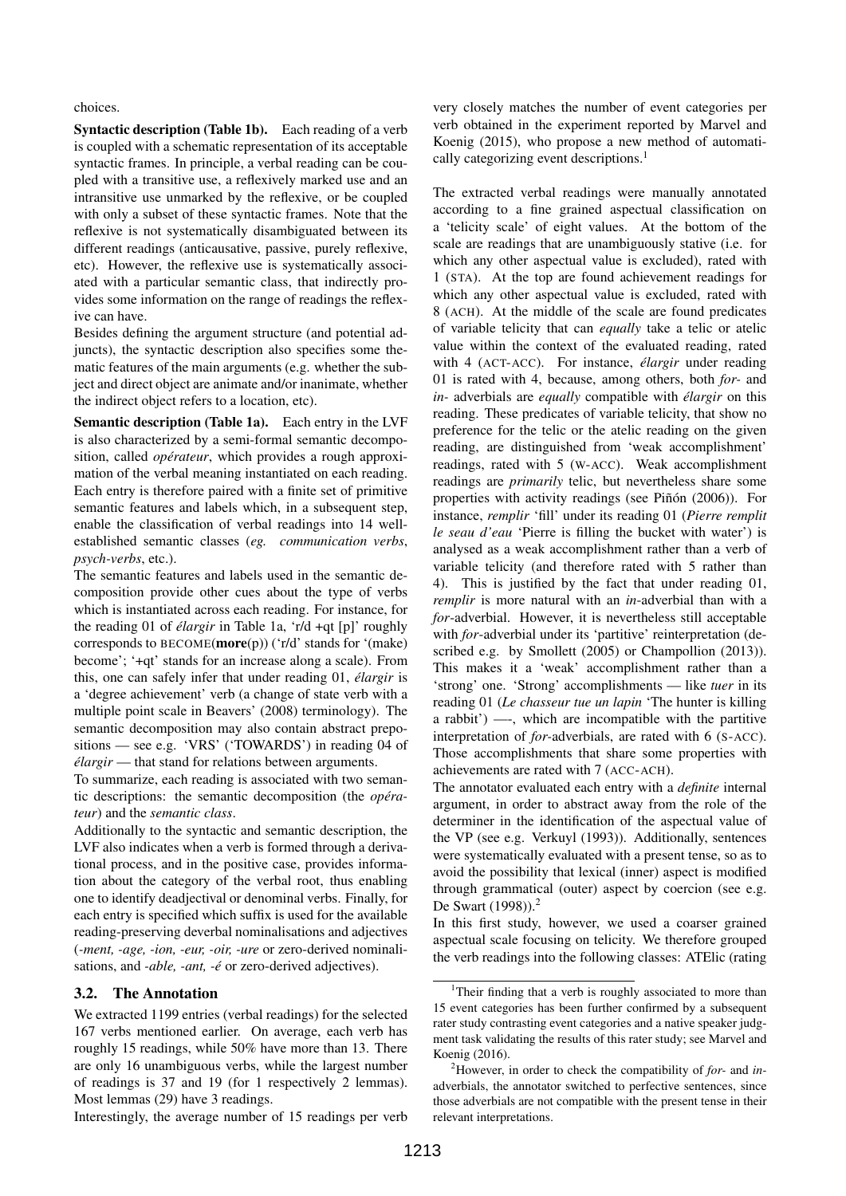choices.

**Syntactic description (Table 1b).** Each reading of a verb is coupled with a schematic representation of its acceptable syntactic frames. In principle, a verbal reading can be coupled with a transitive use, a reflexively marked use and an intransitive use unmarked by the reflexive, or be coupled with only a subset of these syntactic frames. Note that the reflexive is not systematically disambiguated between its different readings (anticausative, passive, purely reflexive, etc). However, the reflexive use is systematically associated with a particular semantic class, that indirectly provides some information on the range of readings the reflexive can have.

Besides defining the argument structure (and potential adjuncts), the syntactic description also specifies some thematic features of the main arguments (e.g. whether the subject and direct object are animate and/or inanimate, whether the indirect object refers to a location, etc).

**Semantic description (Table 1a).** Each entry in the LVF is also characterized by a semi-formal semantic decomposition, called *opérateur*, which provides a rough approximation of the verbal meaning instantiated on each reading. Each entry is therefore paired with a finite set of primitive semantic features and labels which, in a subsequent step, enable the classification of verbal readings into 14 well-established semantic classes (*eg. communication verbs*, *psych-verbs*, etc.).

The semantic features and labels used in the semantic decomposition provide other cues about the type of verbs which is instantiated across each reading. For instance, for the reading 01 of *élargir* in Table 1a, 'r/d +qt [p]' roughly corresponds to BECOME(**more**(p)) ('r/d' stands for '(make) become'; '+qt' stands for an increase along a scale). From this, one can safely infer that under reading 01, *élargir* is a 'degree achievement' verb (a change of state verb with a multiple point scale in Beavers' (2008) terminology). The semantic decomposition may also contain abstract prepositions — see e.g. 'VRS' ('TOWARDS') in reading 04 of *élargir* — that stand for relations between arguments.

To summarize, each reading is associated with two semantic descriptions: the semantic decomposition (the *opérateur*) and the *semantic class*.

Additionally to the syntactic and semantic description, the LVF also indicates when a verb is formed through a derivational process, and in the positive case, provides information about the category of the verbal root, thus enabling one to identify deadjectival or denominal verbs. Finally, for each entry is specified which suffix is used for the available reading-preserving deverbal nominalisations and adjectives (*-ment, -age, -ion, -eur, -oir, -ure* or zero-derived nominalisations, and *-able, -ant, -é* or zero-derived adjectives).

### 3.2. The Annotation

We extracted 1199 entries (verbal readings) for the selected 167 verbs mentioned earlier. On average, each verb has roughly 15 readings, while 50% have more than 13. There are only 16 unambiguous verbs, while the largest number of readings is 37 and 19 (for 1 respectively 2 lemmas). Most lemmas (29) have 3 readings.

Interestingly, the average number of 15 readings per verb very closely matches the number of event categories per verb obtained in the experiment reported by Marvel and Koenig (2015), who propose a new method of automatically categorizing event descriptions.[1]

The extracted verbal readings were manually annotated according to a fine grained aspectual classification on a 'telicity scale' of eight values. At the bottom of the scale are readings that are unambiguously stative (i.e. for which any other aspectual value is excluded), rated with 1 (STA). At the top are found achievement readings for which any other aspectual value is excluded, rated with 8 (ACH). At the middle of the scale are found predicates of variable telicity that can *equally* take a telic or atelic value within the context of the evaluated reading, rated with 4 (ACT-ACC). For instance, *élargir* under reading 01 is rated with 4, because, among others, both *for-* and *in-* adverbials are *equally* compatible with *élargir* on this reading. These predicates of variable telicity, that show no preference for the telic or the atelic reading on the given reading, are distinguished from 'weak accomplishment' readings, rated with 5 (W-ACC). Weak accomplishment readings are *primarily* telic, but nevertheless share some properties with activity readings (see Piñón (2006)). For instance, *remplir* 'fill' under its reading 01 (*Pierre remplit le seau d'eau* 'Pierre is filling the bucket with water') is analysed as a weak accomplishment rather than a verb of variable telicity (and therefore rated with 5 rather than 4). This is justified by the fact that under reading 01, *remplir* is more natural with an *in*-adverbial than with a *for*-adverbial. However, it is nevertheless still acceptable with *for*-adverbial under its 'partitive' reinterpretation (described e.g. by Smollett (2005) or Champollion (2013)). This makes it a 'weak' accomplishment rather than a 'strong' one. 'Strong' accomplishments — like *tuer* in its reading 01 (*Le chasseur tue un lapin* 'The hunter is killing a rabbit') —-, which are incompatible with the partitive interpretation of *for*-adverbials, are rated with 6 (S-ACC). Those accomplishments that share some properties with achievements are rated with 7 (ACC-ACH).

The annotator evaluated each entry with a *definite* internal argument, in order to abstract away from the role of the determiner in the identification of the aspectual value of the VP (see e.g. Verkuyl (1993)). Additionally, sentences were systematically evaluated with a present tense, so as to avoid the possibility that lexical (inner) aspect is modified through grammatical (outer) aspect by coercion (see e.g. De Swart (1998)).[2]

In this first study, however, we used a coarser grained aspectual scale focusing on telicity. We therefore grouped the verb readings into the following classes: ATElic (rating

---

[1] Their finding that a verb is roughly associated to more than 15 event categories has been further confirmed by a subsequent rater study contrasting event categories and a native speaker judgment task validating the results of this rater study; see Marvel and Koenig (2016).

[2] However, in order to check the compatibility of *for-* and *in-*adverbials, the annotator switched to perfective sentences, since those adverbials are not compatible with the present tense in their relevant interpretations.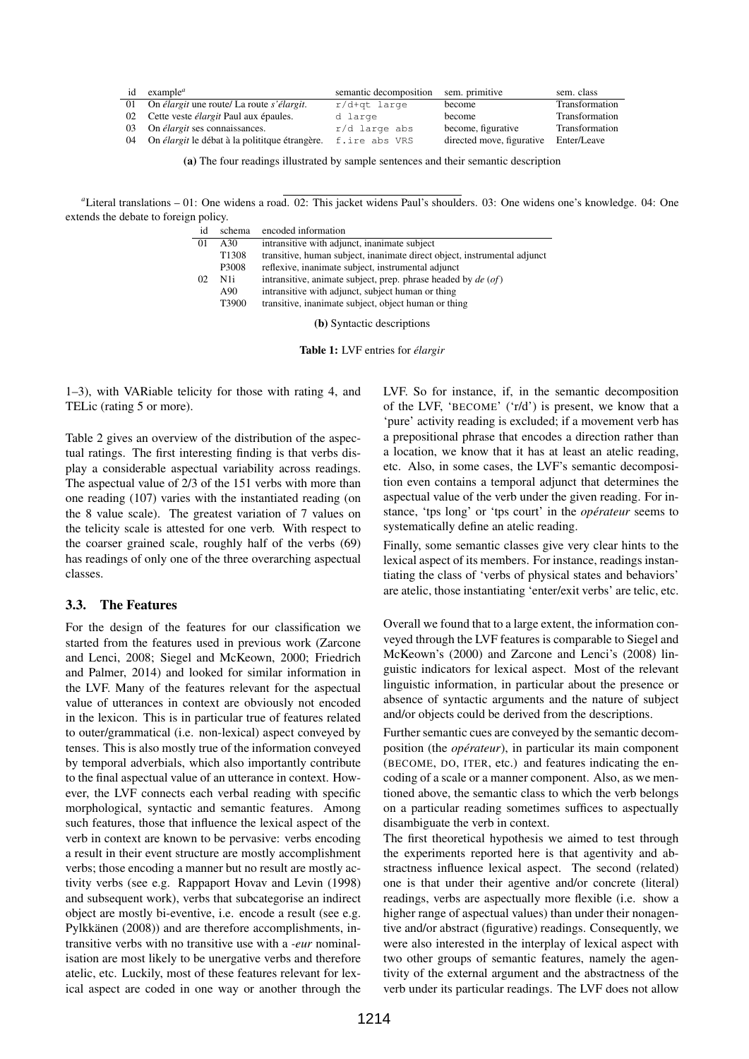| id | example[a] | semantic decomposition | sem. primitive | sem. class |
|---|---|---|---|---|
| 01 | On *élargit* une route/ La route *s'élargit*. | r/d+qt large | become | Transformation |
| 02 | Cette veste *élargit* Paul aux épaules. | d large | become | Transformation |
| 03 | On *élargit* ses connaissances. | r/d large abs | become, figurative | Transformation |
| 04 | On *élargit* le débat à la politique étrangère. | f.ire abs VRS | directed move, figurative | Enter/Leave |

**(a)** The four readings illustrated by sample sentences and their semantic description

[a]Literal translations – 01: One widens a road. 02: This jacket widens Paul's shoulders. 03: One widens one's knowledge. 04: One extends the debate to foreign policy.

| id | schema | encoded information |
|---|---|---|
| 01 | A30 | intransitive with adjunct, inanimate subject |
| | T1308 | transitive, human subject, inanimate direct object, instrumental adjunct |
| | P3008 | reflexive, inanimate subject, instrumental adjunct |
| 02 | N1i | intransitive, animate subject, prep. phrase headed by *de* (*of*) |
| | A90 | intransitive with adjunct, subject human or thing |
| | T3900 | transitive, inanimate subject, object human or thing |

**(b)** Syntactic descriptions

**Table 1:** LVF entries for *élargir*

1–3), with VARiable telicity for those with rating 4, and TELic (rating 5 or more).

Table 2 gives an overview of the distribution of the aspectual ratings. The first interesting finding is that verbs display a considerable aspectual variability across readings. The aspectual value of 2/3 of the 151 verbs with more than one reading (107) varies with the instantiated reading (on the 8 value scale). The greatest variation of 7 values on the telicity scale is attested for one verb. With respect to the coarser grained scale, roughly half of the verbs (69) has readings of only one of the three overarching aspectual classes.

### 3.3. The Features

For the design of the features for our classification we started from the features used in previous work (Zarcone and Lenci, 2008; Siegel and McKeown, 2000; Friedrich and Palmer, 2014) and looked for similar information in the LVF. Many of the features relevant for the aspectual value of utterances in context are obviously not encoded in the lexicon. This is in particular true of features related to outer/grammatical (i.e. non-lexical) aspect conveyed by tenses. This is also mostly true of the information conveyed by temporal adverbials, which also importantly contribute to the final aspectual value of an utterance in context. However, the LVF connects each verbal reading with specific morphological, syntactic and semantic features. Among such features, those that influence the lexical aspect of the verb in context are known to be pervasive: verbs encoding a result in their event structure are mostly accomplishment verbs; those encoding a manner but no result are mostly activity verbs (see e.g. Rappaport Hovav and Levin (1998) and subsequent work), verbs that subcategorise an indirect object are mostly bi-eventive, i.e. encode a result (see e.g. Pylkkänen (2008)) and are therefore accomplishments, intransitive verbs with no transitive use with a *-eur* nominalisation are most likely to be unergative verbs and therefore atelic, etc. Luckily, most of these features relevant for lexical aspect are coded in one way or another through the LVF. So for instance, if, in the semantic decomposition of the LVF, 'BECOME' ('r/d') is present, we know that a 'pure' activity reading is excluded; if a movement verb has a prepositional phrase that encodes a direction rather than a location, we know that it has at least an atelic reading, etc. Also, in some cases, the LVF's semantic decomposition even contains a temporal adjunct that determines the aspectual value of the verb under the given reading. For instance, 'tps long' or 'tps court' in the *opérateur* seems to systematically define an atelic reading.

Finally, some semantic classes give very clear hints to the lexical aspect of its members. For instance, readings instantiating the class of 'verbs of physical states and behaviors' are atelic, those instantiating 'enter/exit verbs' are telic, etc.

Overall we found that to a large extent, the information conveyed through the LVF features is comparable to Siegel and McKeown's (2000) and Zarcone and Lenci's (2008) linguistic indicators for lexical aspect. Most of the relevant linguistic information, in particular about the presence or absence of syntactic arguments and the nature of subject and/or objects could be derived from the descriptions.

Further semantic cues are conveyed by the semantic decomposition (the *opérateur*), in particular its main component (BECOME, DO, ITER, etc.) and features indicating the encoding of a scale or a manner component. Also, as we mentioned above, the semantic class to which the verb belongs on a particular reading sometimes suffices to aspectually disambiguate the verb in context.

The first theoretical hypothesis we aimed to test through the experiments reported here is that agentivity and abstractness influence lexical aspect. The second (related) one is that under their agentive and/or concrete (literal) readings, verbs are aspectually more flexible (i.e. show a higher range of aspectual values) than under their nonagentive and/or abstract (figurative) readings. Consequently, we were also interested in the interplay of lexical aspect with two other groups of semantic features, namely the agentivity of the external argument and the abstractness of the verb under its particular readings. The LVF does not allow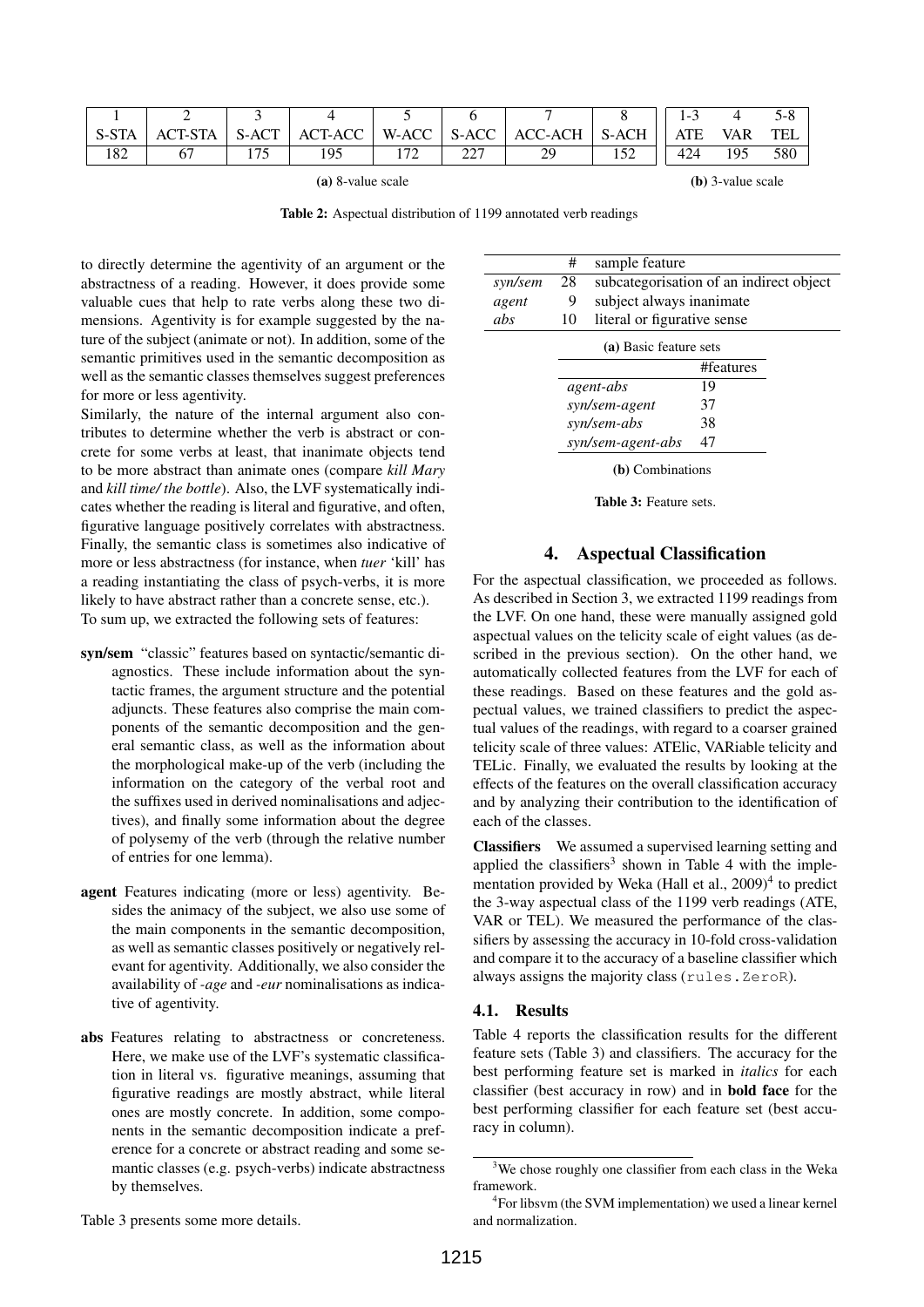| 1 | 2 | 3 | 4 | 5 | 6 | 7 | 8 |
|---|---|---|---|---|---|---|---|
| S-STA | ACT-STA | S-ACT | ACT-ACC | W-ACC | S-ACC | ACC-ACH | S-ACH |
| 182 | 67 | 175 | 195 | 172 | 227 | 29 | 152 |

**(a)** 8-value scale

| 1-3 | 4 | 5-8 |
|---|---|---|
| ATE | VAR | TEL |
| 424 | 195 | 580 |

**(b)** 3-value scale

**Table 2:** Aspectual distribution of 1199 annotated verb readings

to directly determine the agentivity of an argument or the abstractness of a reading. However, it does provide some valuable cues that help to rate verbs along these two dimensions. Agentivity is for example suggested by the nature of the subject (animate or not). In addition, some of the semantic primitives used in the semantic decomposition as well as the semantic classes themselves suggest preferences for more or less agentivity.

Similarly, the nature of the internal argument also contributes to determine whether the verb is abstract or concrete for some verbs at least, that inanimate objects tend to be more abstract than animate ones (compare *kill Mary* and *kill time/ the bottle*). Also, the LVF systematically indicates whether the reading is literal and figurative, and often, figurative language positively correlates with abstractness. Finally, the semantic class is sometimes also indicative of more or less abstractness (for instance, when *tuer* 'kill' has a reading instantiating the class of psych-verbs, it is more likely to have abstract rather than a concrete sense, etc.).

To sum up, we extracted the following sets of features:

- **syn/sem** "classic" features based on syntactic/semantic diagnostics. These include information about the syntactic frames, the argument structure and the potential adjuncts. These features also comprise the main components of the semantic decomposition and the general semantic class, as well as the information about the morphological make-up of the verb (including the information on the category of the verbal root and the suffixes used in derived nominalisations and adjectives), and finally some information about the degree of polysemy of the verb (through the relative number of entries for one lemma).
- **agent** Features indicating (more or less) agentivity. Besides the animacy of the subject, we also use some of the main components in the semantic decomposition, as well as semantic classes positively or negatively relevant for agentivity. Additionally, we also consider the availability of *-age* and *-eur* nominalisations as indicative of agentivity.
- **abs** Features relating to abstractness or concreteness. Here, we make use of the LVF's systematic classification in literal vs. figurative meanings, assuming that figurative readings are mostly abstract, while literal ones are mostly concrete. In addition, some components in the semantic decomposition indicate a preference for a concrete or abstract reading and some semantic classes (e.g. psych-verbs) indicate abstractness by themselves.

Table 3 presents some more details.

| | # | sample feature |
|---|---|---|
| *syn/sem* | 28 | subcategorisation of an indirect object |
| *agent* | 9 | subject always inanimate |
| *abs* | 10 | literal or figurative sense |

**(a)** Basic feature sets

| | #features |
|---|---|
| *agent-abs* | 19 |
| *syn/sem-agent* | 37 |
| *syn/sem-abs* | 38 |
| *syn/sem-agent-abs* | 47 |

**(b)** Combinations

**Table 3:** Feature sets.

## 4. Aspectual Classification

For the aspectual classification, we proceeded as follows. As described in Section 3, we extracted 1199 readings from the LVF. On one hand, these were manually assigned gold aspectual values on the telicity scale of eight values (as described in the previous section). On the other hand, we automatically collected features from the LVF for each of these readings. Based on these features and the gold aspectual values, we trained classifiers to predict the aspectual values of the readings, with regard to a coarser grained telicity scale of three values: ATElic, VARiable telicity and TELic. Finally, we evaluated the results by looking at the effects of the features on the overall classification accuracy and by analyzing their contribution to the identification of each of the classes.

**Classifiers** We assumed a supervised learning setting and applied the classifiers[3] shown in Table 4 with the implementation provided by Weka (Hall et al., 2009)[4] to predict the 3-way aspectual class of the 1199 verb readings (ATE, VAR or TEL). We measured the performance of the classifiers by assessing the accuracy in 10-fold cross-validation and compare it to the accuracy of a baseline classifier which always assigns the majority class (`rules.ZeroR`).

### 4.1. Results

Table 4 reports the classification results for the different feature sets (Table 3) and classifiers. The accuracy for the best performing feature set is marked in *italics* for each classifier (best accuracy in row) and in **bold face** for the best performing classifier for each feature set (best accuracy in column).

[3] We chose roughly one classifier from each class in the Weka framework.

[4] For libsvm (the SVM implementation) we used a linear kernel and normalization.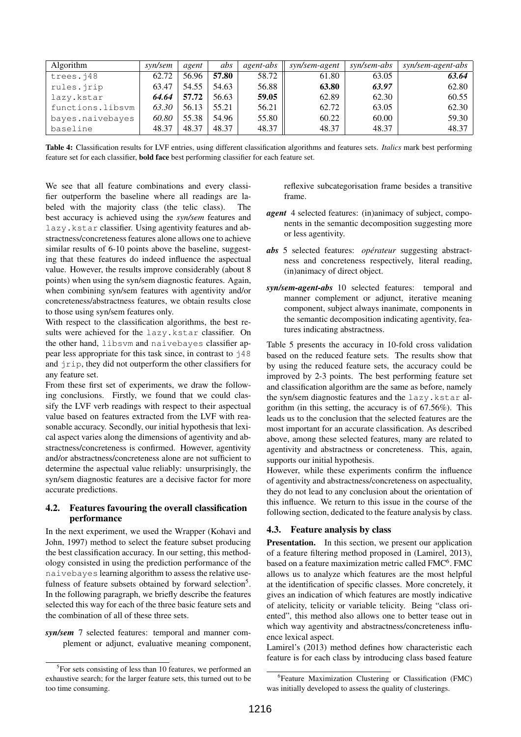| Algorithm | *syn/sem* | *agent* | *abs* | *agent-abs* | *syn/sem-agent* | *syn/sem-abs* | *syn/sem-agent-abs* |
|---|---|---|---|---|---|---|---|
| `trees.j48` | 62.72 | 56.96 | **57.80** | 58.72 | 61.80 | 63.05 | ***63.64*** |
| `rules.jrip` | 63.47 | 54.55 | 54.63 | 56.88 | **63.80** | ***63.97*** | 62.80 |
| `lazy.kstar` | ***64.64*** | **57.72** | 56.63 | **59.05** | 62.89 | 62.30 | 60.55 |
| `functions.libsvm` | *63.30* | 56.13 | 55.21 | 56.21 | 62.72 | 63.05 | 62.30 |
| `bayes.naivebayes` | *60.80* | 55.38 | 54.96 | 55.80 | 60.22 | 60.00 | 59.30 |
| `baseline` | 48.37 | 48.37 | 48.37 | 48.37 | 48.37 | 48.37 | 48.37 |

**Table 4:** Classification results for LVF entries, using different classification algorithms and features sets. *Italics* mark best performing feature set for each classifier, **bold face** best performing classifier for each feature set.

We see that all feature combinations and every classifier outperform the baseline where all readings are labeled with the majority class (the telic class). The best accuracy is achieved using the *syn/sem* features and `lazy.kstar` classifier. Using agentivity features and abstractness/concreteness features alone allows one to achieve similar results of 6-10 points above the baseline, suggesting that these features do indeed influence the aspectual value. However, the results improve considerably (about 8 points) when using the syn/sem diagnostic features. Again, when combining syn/sem features with agentivity and/or concreteness/abstractness features, we obtain results close to those using syn/sem features only.

With respect to the classification algorithms, the best results were achieved for the `lazy.kstar` classifier. On the other hand, `libsvm` and `naivebayes` classifier appear less appropriate for this task since, in contrast to `j48` and `jrip`, they did not outperform the other classifiers for any feature set.

From these first set of experiments, we draw the following conclusions. Firstly, we found that we could classify the LVF verb readings with respect to their aspectual value based on features extracted from the LVF with reasonable accuracy. Secondly, our initial hypothesis that lexical aspect varies along the dimensions of agentivity and abstractness/concreteness is confirmed. However, agentivity and/or abstractness/concreteness alone are not sufficient to determine the aspectual value reliably: unsurprisingly, the syn/sem diagnostic features are a decisive factor for more accurate predictions.

### 4.2. Features favouring the overall classification performance

In the next experiment, we used the Wrapper (Kohavi and John, 1997) method to select the feature subset producing the best classification accuracy. In our setting, this methodology consisted in using the prediction performance of the `naivebayes` learning algorithm to assess the relative usefulness of feature subsets obtained by forward selection[5]. In the following paragraph, we briefly describe the features selected this way for each of the three basic feature sets and the combination of all of these three sets.

- ***syn/sem*** 7 selected features: temporal and manner complement or adjunct, evaluative meaning component, reflexive subcategorisation frame besides a transitive frame.
- ***agent*** 4 selected features: (in)animacy of subject, components in the semantic decomposition suggesting more or less agentivity.
- ***abs*** 5 selected features: *opérateur* suggesting abstractness and concreteness respectively, literal reading, (in)animacy of direct object.
- ***syn/sem-agent-abs*** 10 selected features: temporal and manner complement or adjunct, iterative meaning component, subject always inanimate, components in the semantic decomposition indicating agentivity, features indicating abstractness.

Table 5 presents the accuracy in 10-fold cross validation based on the reduced feature sets. The results show that by using the reduced feature sets, the accuracy could be improved by 2-3 points. The best performing feature set and classification algorithm are the same as before, namely the syn/sem diagnostic features and the `lazy.kstar` algorithm (in this setting, the accuracy is of 67.56%). This leads us to the conclusion that the selected features are the most important for an accurate classification. As described above, among these selected features, many are related to agentivity and abstractness or concreteness. This, again, supports our initial hypothesis.

However, while these experiments confirm the influence of agentivity and abstractness/concreteness on aspectuality, they do not lead to any conclusion about the orientation of this influence. We return to this issue in the course of the following section, dedicated to the feature analysis by class.

### 4.3. Feature analysis by class

**Presentation.** In this section, we present our application of a feature filtering method proposed in (Lamirel, 2013), based on a feature maximization metric called FMC[6]. FMC allows us to analyze which features are the most helpful at the identification of specific classes. More concretely, it gives an indication of which features are mostly indicative of atelicity, telicity or variable telicity. Being "class oriented", this method also allows one to better tease out in which way agentivity and abstractness/concreteness influence lexical aspect.

Lamirel's (2013) method defines how characteristic each feature is for each class by introducing class based feature

[5] For sets consisting of less than 10 features, we performed an exhaustive search; for the larger feature sets, this turned out to be too time consuming.

[6] Feature Maximization Clustering or Classification (FMC) was initially developed to assess the quality of clusterings.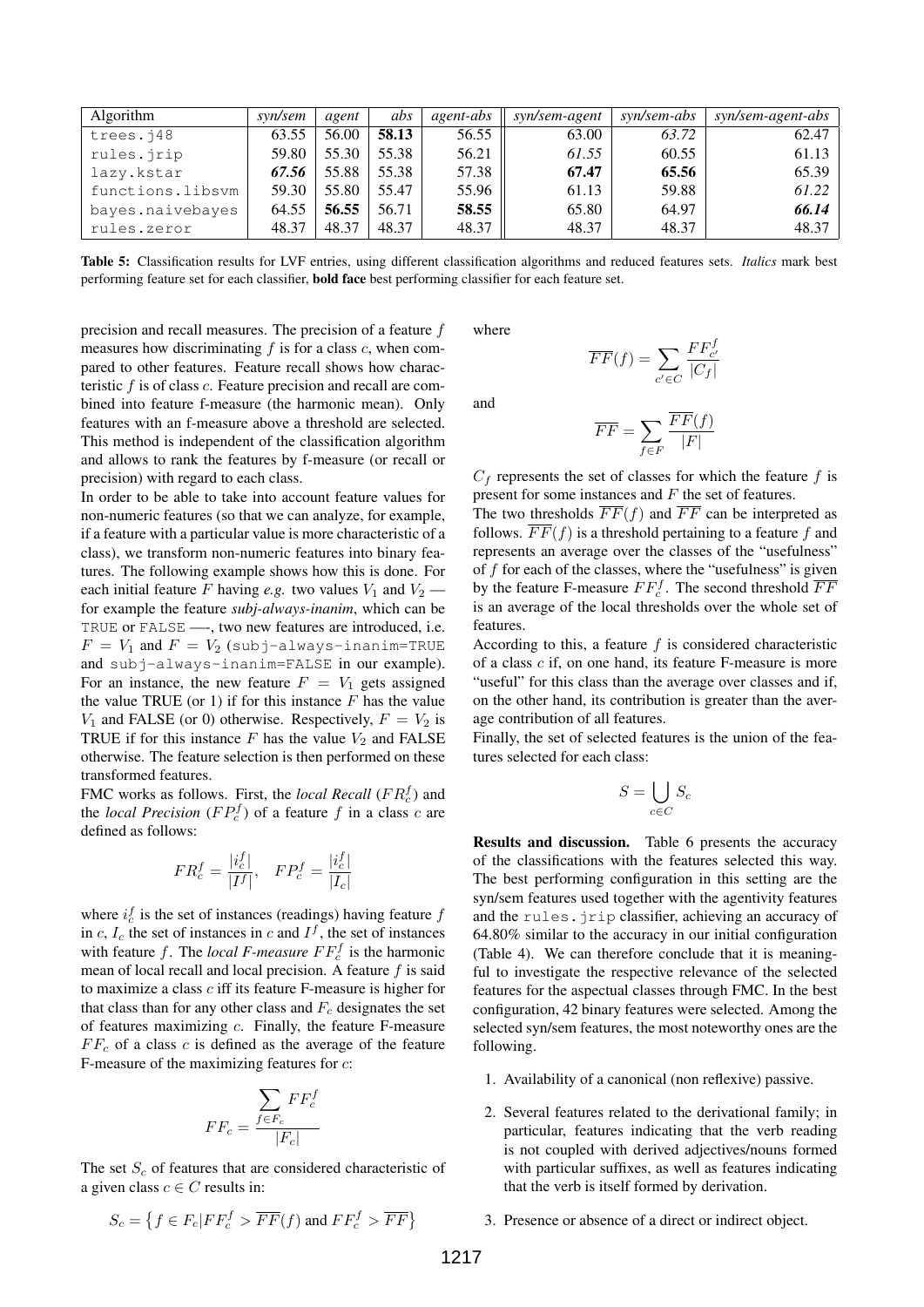| Algorithm | *syn/sem* | *agent* | *abs* | *agent-abs* | *syn/sem-agent* | *syn/sem-abs* | *syn/sem-agent-abs* |
|---|---|---|---|---|---|---|---|
| trees.j48 | 63.55 | 56.00 | **58.13** | 56.55 | 63.00 | *63.72* | 62.47 |
| rules.jrip | 59.80 | 55.30 | 55.38 | 56.21 | *61.55* | 60.55 | 61.13 |
| lazy.kstar | ***67.56*** | 55.88 | 55.38 | 57.38 | **67.47** | **65.56** | 65.39 |
| functions.libsvm | 59.30 | 55.80 | 55.47 | 55.96 | 61.13 | 59.88 | *61.22* |
| bayes.naivebayes | 64.55 | **56.55** | 56.71 | **58.55** | 65.80 | 64.97 | ***66.14*** |
| rules.zeror | 48.37 | 48.37 | 48.37 | 48.37 | 48.37 | 48.37 | 48.37 |

**Table 5:** Classification results for LVF entries, using different classification algorithms and reduced features sets. *Italics* mark best performing feature set for each classifier, **bold face** best performing classifier for each feature set.

precision and recall measures. The precision of a feature $f$ measures how discriminating $f$ is for a class $c$, when compared to other features. Feature recall shows how characteristic $f$ is of class $c$. Feature precision and recall are combined into feature f-measure (the harmonic mean). Only features with an f-measure above a threshold are selected. This method is independent of the classification algorithm and allows to rank the features by f-measure (or recall or precision) with regard to each class.

In order to be able to take into account feature values for non-numeric features (so that we can analyze, for example, if a feature with a particular value is more characteristic of a class), we transform non-numeric features into binary features. The following example shows how this is done. For each initial feature $F$ having *e.g.* two values $V_1$ and $V_2$ — for example the feature ***subj-always-inanim***, which can be TRUE or FALSE —-, two new features are introduced, i.e. $F = V_1$ and $F = V_2$ (subj-always-inanim=TRUE and subj-always-inanim=FALSE in our example). For an instance, the new feature $F = V_1$ gets assigned the value TRUE (or 1) if for this instance $F$ has the value $V_1$ and FALSE (or 0) otherwise. Respectively, $F = V_2$ is TRUE if for this instance $F$ has the value $V_2$ and FALSE otherwise. The feature selection is then performed on these transformed features.

FMC works as follows. First, the *local Recall* ($FR_c^f$) and the *local Precision* ($FP_c^f$) of a feature $f$ in a class $c$ are defined as follows:

$$FR_c^f = \frac{|i_c^f|}{|I^f|}, \quad FP_c^f = \frac{|i_c^f|}{|I_c|}$$

where $i_c^f$ is the set of instances (readings) having feature $f$ in $c$, $I_c$ the set of instances in $c$ and $I^f$, the set of instances with feature $f$. The *local F-measure* $FF_c^f$ is the harmonic mean of local recall and local precision. A feature $f$ is said to maximize a class $c$ iff its feature F-measure is higher for that class than for any other class and $F_c$ designates the set of features maximizing $c$. Finally, the feature F-measure $FF_c$ of a class $c$ is defined as the average of the feature F-measure of the maximizing features for $c$:

$$FF_c = \frac{\sum_{f \in F_c} FF_c^f}{|F_c|}$$

The set $S_c$ of features that are considered characteristic of a given class $c \in C$ results in:

$$S_c = \left\{ f \in F_c | FF_c^f > \overline{FF}(f) \text{ and } FF_c^f > \overline{FF} \right\}$$

where

$$\overline{FF}(f) = \sum_{c' \in C} \frac{FF_{c'}^f}{|C_f|}$$

and

$$\overline{FF} = \sum_{f \in F} \frac{\overline{FF}(f)}{|F|}$$

$C_f$ represents the set of classes for which the feature $f$ is present for some instances and $F$ the set of features.

The two thresholds $\overline{FF}(f)$ and $\overline{FF}$ can be interpreted as follows. $\overline{FF}(f)$ is a threshold pertaining to a feature $f$ and represents an average over the classes of the "usefulness" of $f$ for each of the classes, where the "usefulness" is given by the feature F-measure $FF_c^f$. The second threshold $\overline{FF}$ is an average of the local thresholds over the whole set of features.

According to this, a feature $f$ is considered characteristic of a class $c$ if, on one hand, its feature F-measure is more "useful" for this class than the average over classes and if, on the other hand, its contribution is greater than the average contribution of all features.

Finally, the set of selected features is the union of the features selected for each class:

$$S = \bigcup_{c \in C} S_c$$

**Results and discussion.** Table 6 presents the accuracy of the classifications with the features selected this way. The best performing configuration in this setting are the syn/sem features used together with the agentivity features and the rules.jrip classifier, achieving an accuracy of 64.80% similar to the accuracy in our initial configuration (Table 4). We can therefore conclude that it is meaningful to investigate the respective relevance of the selected features for the aspectual classes through FMC. In the best configuration, 42 binary features were selected. Among the selected syn/sem features, the most noteworthy ones are the following.

1. Availability of a canonical (non reflexive) passive.
2. Several features related to the derivational family; in particular, features indicating that the verb reading is not coupled with derived adjectives/nouns formed with particular suffixes, as well as features indicating that the verb is itself formed by derivation.
3. Presence or absence of a direct or indirect object.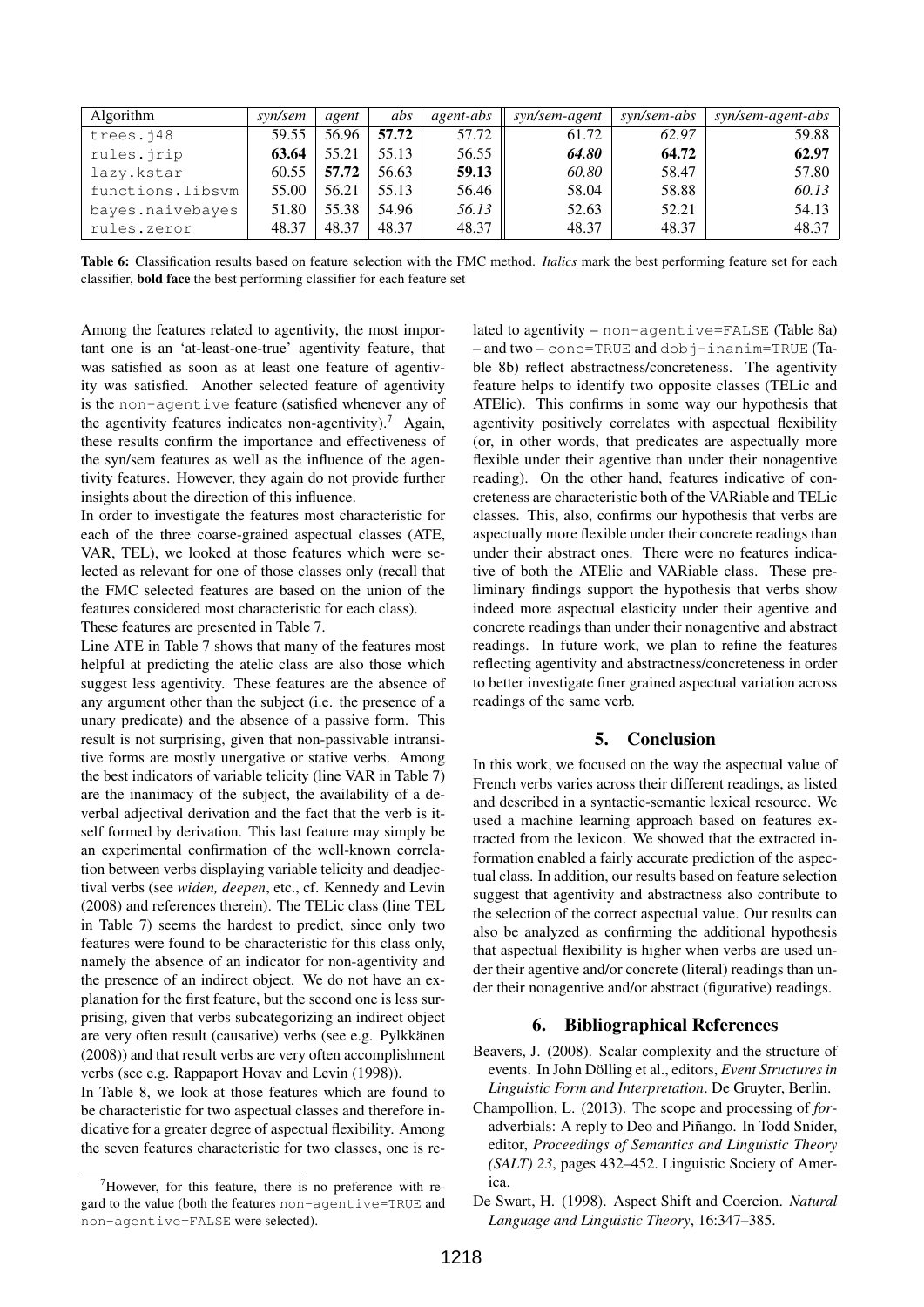| Algorithm | *syn/sem* | *agent* | *abs* | *agent-abs* | *syn/sem-agent* | *syn/sem-abs* | *syn/sem-agent-abs* |
|---|---|---|---|---|---|---|---|
| trees.j48 | 59.55 | 56.96 | **57.72** | 57.72 | 61.72 | *62.97* | 59.88 |
| rules.jrip | **63.64** | 55.21 | 55.13 | 56.55 | ***64.80*** | **64.72** | **62.97** |
| lazy.kstar | 60.55 | **57.72** | 56.63 | **59.13** | *60.80* | 58.47 | 57.80 |
| functions.libsvm | 55.00 | 56.21 | 55.13 | 56.46 | 58.04 | 58.88 | *60.13* |
| bayes.naivebayes | 51.80 | 55.38 | 54.96 | *56.13* | 52.63 | 52.21 | 54.13 |
| rules.zeror | 48.37 | 48.37 | 48.37 | 48.37 | 48.37 | 48.37 | 48.37 |

**Table 6:** Classification results based on feature selection with the FMC method. *Italics* mark the best performing feature set for each classifier, **bold face** the best performing classifier for each feature set

Among the features related to agentivity, the most important one is an 'at-least-one-true' agentivity feature, that was satisfied as soon as at least one feature of agentivity was satisfied. Another selected feature of agentivity is the non-agentive feature (satisfied whenever any of the agentivity features indicates non-agentivity).[7] Again, these results confirm the importance and effectiveness of the syn/sem features as well as the influence of the agentivity features. However, they again do not provide further insights about the direction of this influence.

In order to investigate the features most characteristic for each of the three coarse-grained aspectual classes (ATE, VAR, TEL), we looked at those features which were selected as relevant for one of those classes only (recall that the FMC selected features are based on the union of the features considered most characteristic for each class). These features are presented in Table 7.

Line ATE in Table 7 shows that many of the features most helpful at predicting the atelic class are also those which suggest less agentivity. These features are the absence of any argument other than the subject (i.e. the presence of a unary predicate) and the absence of a passive form. This result is not surprising, given that non-passivable intransitive forms are mostly unergative or stative verbs. Among the best indicators of variable telicity (line VAR in Table 7) are the inanimacy of the subject, the availability of a deverbal adjectival derivation and the fact that the verb is itself formed by derivation. This last feature may simply be an experimental confirmation of the well-known correlation between verbs displaying variable telicity and deadjectival verbs (see *widen, deepen*, etc., cf. Kennedy and Levin (2008) and references therein). The TELic class (line TEL in Table 7) seems the hardest to predict, since only two features were found to be characteristic for this class only, namely the absence of an indicator for non-agentivity and the presence of an indirect object. We do not have an explanation for the first feature, but the second one is less surprising, given that verbs subcategorizing an indirect object are very often result (causative) verbs (see e.g. Pylkkänen (2008)) and that result verbs are very often accomplishment verbs (see e.g. Rappaport Hovav and Levin (1998)).

In Table 8, we look at those features which are found to be characteristic for two aspectual classes and therefore indicative for a greater degree of aspectual flexibility. Among the seven features characteristic for two classes, one is related to agentivity – non-agentive=FALSE (Table 8a) – and two – conc=TRUE and dobj-inanim=TRUE (Table 8b) reflect abstractness/concreteness. The agentivity feature helps to identify two opposite classes (TELic and ATElic). This confirms in some way our hypothesis that agentivity positively correlates with aspectual flexibility (or, in other words, that predicates are aspectually more flexible under their agentive than under their nonagentive reading). On the other hand, features indicative of concreteness are characteristic both of the VARiable and TELic classes. This, also, confirms our hypothesis that verbs are aspectually more flexible under their concrete readings than under their abstract ones. There were no features indicative of both the ATElic and VARiable class. These preliminary findings support the hypothesis that verbs show indeed more aspectual elasticity under their agentive and concrete readings than under their nonagentive and abstract readings. In future work, we plan to refine the features reflecting agentivity and abstractness/concreteness in order to better investigate finer grained aspectual variation across readings of the same verb.

## 5. Conclusion

In this work, we focused on the way the aspectual value of French verbs varies across their different readings, as listed and described in a syntactic-semantic lexical resource. We used a machine learning approach based on features extracted from the lexicon. We showed that the extracted information enabled a fairly accurate prediction of the aspectual class. In addition, our results based on feature selection suggest that agentivity and abstractness also contribute to the selection of the correct aspectual value. Our results can also be analyzed as confirming the additional hypothesis that aspectual flexibility is higher when verbs are used under their agentive and/or concrete (literal) readings than under their nonagentive and/or abstract (figurative) readings.

## 6. Bibliographical References

Beavers, J. (2008). Scalar complexity and the structure of events. In John Dölling et al., editors, *Event Structures in Linguistic Form and Interpretation*. De Gruyter, Berlin.

Champollion, L. (2013). The scope and processing of *for*-adverbials: A reply to Deo and Piñango. In Todd Snider, editor, *Proceedings of Semantics and Linguistic Theory (SALT) 23*, pages 432–452. Linguistic Society of America.

De Swart, H. (1998). Aspect Shift and Coercion. *Natural Language and Linguistic Theory*, 16:347–385.

[7] However, for this feature, there is no preference with regard to the value (both the features non-agentive=TRUE and non-agentive=FALSE were selected).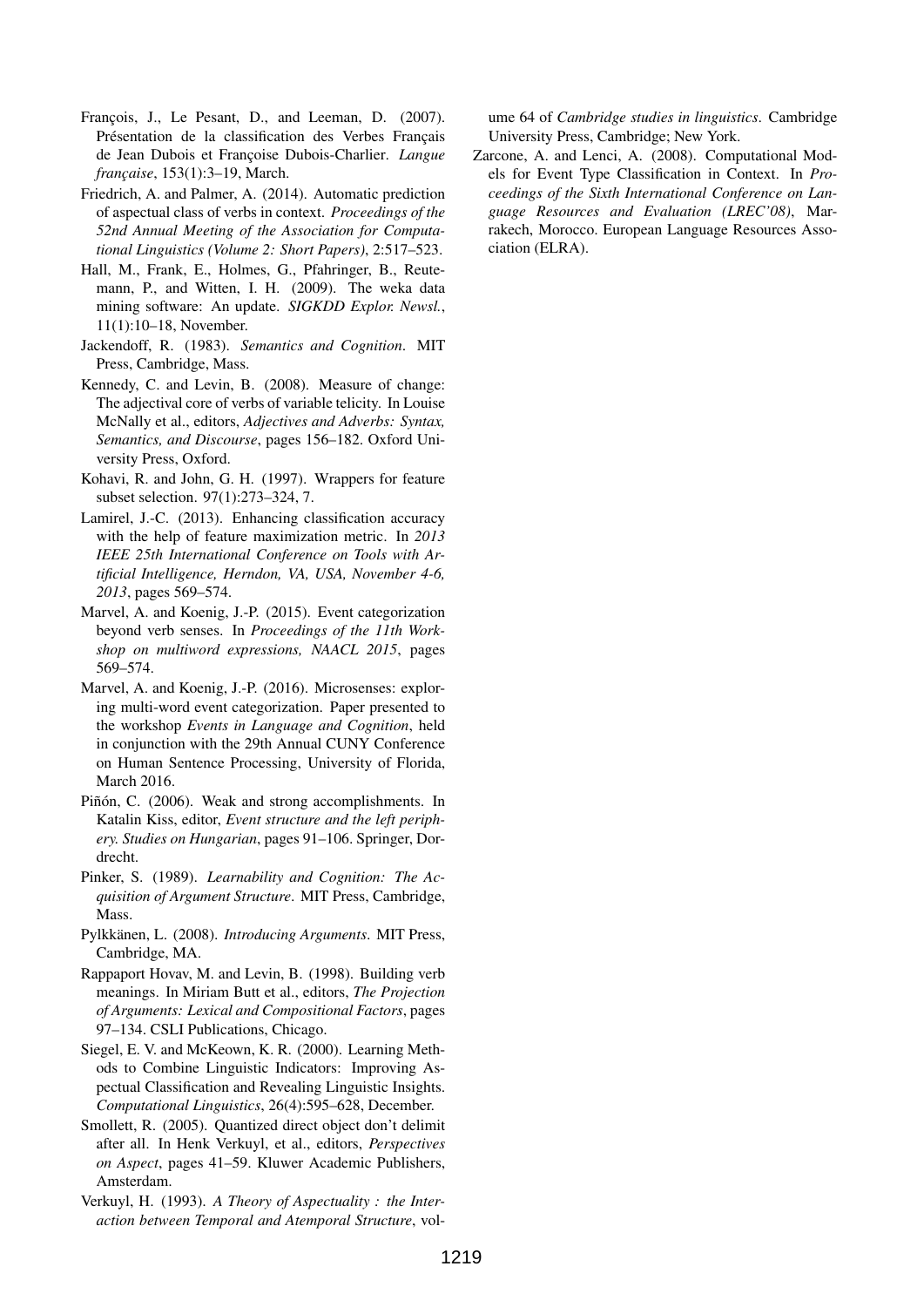François, J., Le Pesant, D., and Leeman, D. (2007). Présentation de la classification des Verbes Français de Jean Dubois et Françoise Dubois-Charlier. *Langue française*, 153(1):3–19, March.

Friedrich, A. and Palmer, A. (2014). Automatic prediction of aspectual class of verbs in context. *Proceedings of the 52nd Annual Meeting of the Association for Computational Linguistics (Volume 2: Short Papers)*, 2:517–523.

Hall, M., Frank, E., Holmes, G., Pfahringer, B., Reutemann, P., and Witten, I. H. (2009). The weka data mining software: An update. *SIGKDD Explor. Newsl.*, 11(1):10–18, November.

Jackendoff, R. (1983). *Semantics and Cognition*. MIT Press, Cambridge, Mass.

Kennedy, C. and Levin, B. (2008). Measure of change: The adjectival core of verbs of variable telicity. In Louise McNally et al., editors, *Adjectives and Adverbs: Syntax, Semantics, and Discourse*, pages 156–182. Oxford University Press, Oxford.

Kohavi, R. and John, G. H. (1997). Wrappers for feature subset selection. 97(1):273–324, 7.

Lamirel, J.-C. (2013). Enhancing classification accuracy with the help of feature maximization metric. In *2013 IEEE 25th International Conference on Tools with Artificial Intelligence, Herndon, VA, USA, November 4-6, 2013*, pages 569–574.

Marvel, A. and Koenig, J.-P. (2015). Event categorization beyond verb senses. In *Proceedings of the 11th Workshop on multiword expressions, NAACL 2015*, pages 569–574.

Marvel, A. and Koenig, J.-P. (2016). Microsenses: exploring multi-word event categorization. Paper presented to the workshop *Events in Language and Cognition*, held in conjunction with the 29th Annual CUNY Conference on Human Sentence Processing, University of Florida, March 2016.

Piñón, C. (2006). Weak and strong accomplishments. In Katalin Kiss, editor, *Event structure and the left periphery. Studies on Hungarian*, pages 91–106. Springer, Dordrecht.

Pinker, S. (1989). *Learnability and Cognition: The Acquisition of Argument Structure*. MIT Press, Cambridge, Mass.

Pylkkänen, L. (2008). *Introducing Arguments*. MIT Press, Cambridge, MA.

Rappaport Hovav, M. and Levin, B. (1998). Building verb meanings. In Miriam Butt et al., editors, *The Projection of Arguments: Lexical and Compositional Factors*, pages 97–134. CSLI Publications, Chicago.

Siegel, E. V. and McKeown, K. R. (2000). Learning Methods to Combine Linguistic Indicators: Improving Aspectual Classification and Revealing Linguistic Insights. *Computational Linguistics*, 26(4):595–628, December.

Smollett, R. (2005). Quantized direct object don't delimit after all. In Henk Verkuyl, et al., editors, *Perspectives on Aspect*, pages 41–59. Kluwer Academic Publishers, Amsterdam.

Verkuyl, H. (1993). *A Theory of Aspectuality : the Interaction between Temporal and Atemporal Structure*, volume 64 of *Cambridge studies in linguistics*. Cambridge University Press, Cambridge; New York.

Zarcone, A. and Lenci, A. (2008). Computational Models for Event Type Classification in Context. In *Proceedings of the Sixth International Conference on Language Resources and Evaluation (LREC'08)*, Marrakech, Morocco. European Language Resources Association (ELRA).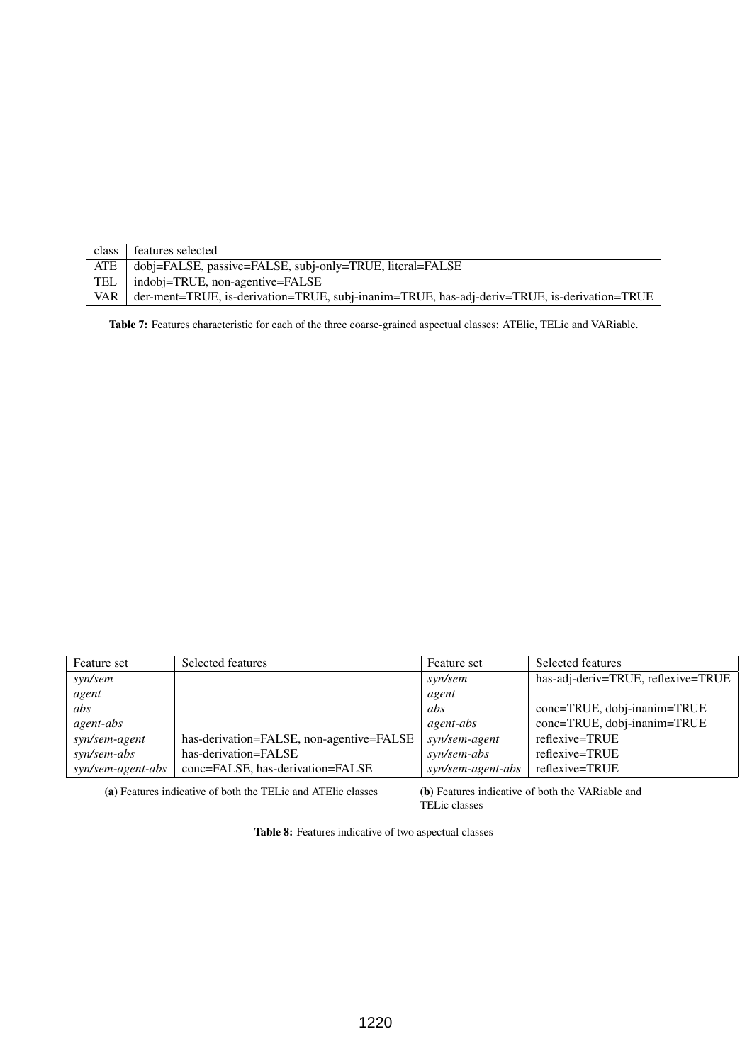| class | features selected |
|---|---|
| ATE | dobj=FALSE, passive=FALSE, subj-only=TRUE, literal=FALSE |
| TEL | indobj=TRUE, non-agentive=FALSE |
| VAR | der-ment=TRUE, is-derivation=TRUE, subj-inanim=TRUE, has-adj-deriv=TRUE, is-derivation=TRUE |

**Table 7:** Features characteristic for each of the three coarse-grained aspectual classes: ATElic, TELic and VARiable.

| Feature set | Selected features |
|---|---|
| *syn/sem* | |
| *agent* | |
| *abs* | |
| *agent-abs* | |
| *syn/sem-agent* | has-derivation=FALSE, non-agentive=FALSE |
| *syn/sem-abs* | has-derivation=FALSE |
| *syn/sem-agent-abs* | conc=FALSE, has-derivation=FALSE |

**(a)** Features indicative of both the TELic and ATElic classes

| Feature set | Selected features |
|---|---|
| *syn/sem* | has-adj-deriv=TRUE, reflexive=TRUE |
| *agent* | |
| *abs* | conc=TRUE, dobj-inanim=TRUE |
| *agent-abs* | conc=TRUE, dobj-inanim=TRUE |
| *syn/sem-agent* | reflexive=TRUE |
| *syn/sem-abs* | reflexive=TRUE |
| *syn/sem-agent-abs* | reflexive=TRUE |

**(b)** Features indicative of both the VARiable and TELic classes

**Table 8:** Features indicative of two aspectual classes